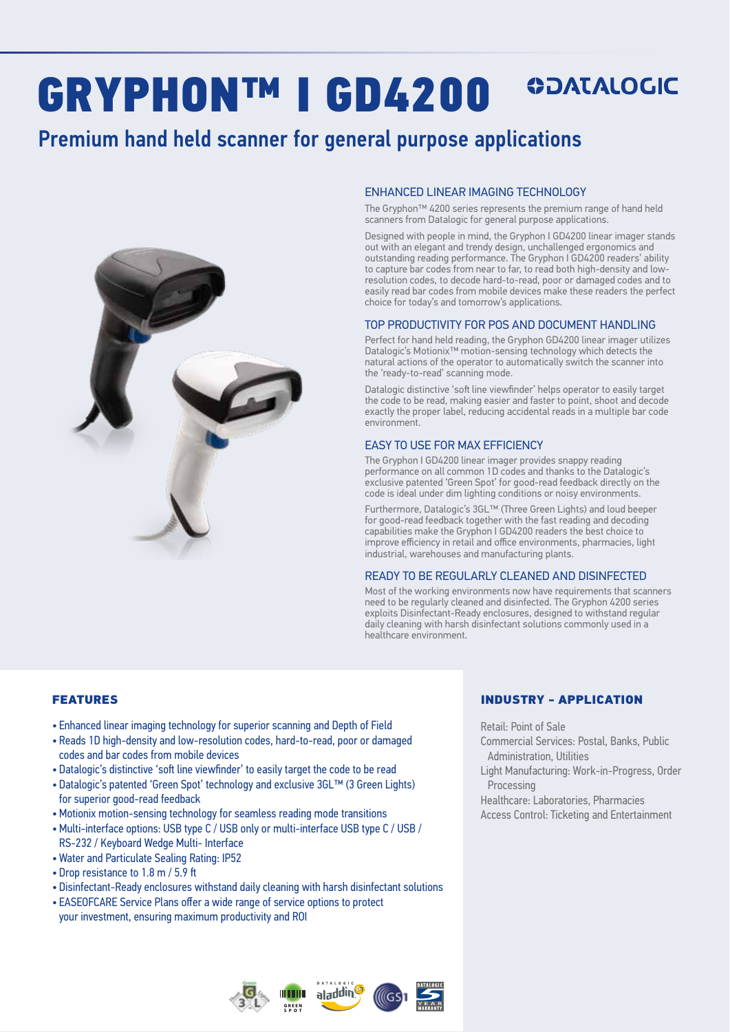# GRYPHON™ I GD4200

DATALOGIC

## Premium hand held scanner for general purpose applications

### ENHANCED LINEAR IMAGING TECHNOLOGY

The Gryphon™ 4200 series represents the premium range of hand held scanners from Datalogic for general purpose applications.

Designed with people in mind, the Gryphon I GD4200 linear imager stands out with an elegant and trendy design, unchallenged ergonomics and outstanding reading performance. The Gryphon I GD4200 readers' ability to capture bar codes from near to far, to read both high-density and low-resolution codes, to decode hard-to-read, poor or damaged codes and to easily read bar codes from mobile devices make these readers the perfect choice for today's and tomorrow's applications.

### TOP PRODUCTIVITY FOR POS AND DOCUMENT HANDLING

Perfect for hand held reading, the Gryphon GD4200 linear imager utilizes Datalogic's Motionix™ motion-sensing technology which detects the natural actions of the operator to automatically switch the scanner into the 'ready-to-read' scanning mode.

Datalogic distinctive 'soft line viewfinder' helps operator to easily target the code to be read, making easier and faster to point, shoot and decode exactly the proper label, reducing accidental reads in a multiple bar code environment.

### EASY TO USE FOR MAX EFFICIENCY

The Gryphon I GD4200 linear imager provides snappy reading performance on all common 1D codes and thanks to the Datalogic's exclusive patented 'Green Spot' for good-read feedback directly on the code is ideal under dim lighting conditions or noisy environments.

Furthermore, Datalogic's 3GL™ (Three Green Lights) and loud beeper for good-read feedback together with the fast reading and decoding capabilities make the Gryphon I GD4200 readers the best choice to improve efficiency in retail and office environments, pharmacies, light industrial, warehouses and manufacturing plants.

### READY TO BE REGULARLY CLEANED AND DISINFECTED

Most of the working environments now have requirements that scanners need to be regularly cleaned and disinfected. The Gryphon GD4200 series exploits Disinfectant-Ready enclosures, designed to withstand regular daily cleaning with harsh disinfectant solutions commonly used in a healthcare environment.

### FEATURES

- Enhanced linear imaging technology for superior scanning and Depth of Field
- Reads 1D high-density and low-resolution codes, hard-to-read, poor or damaged codes and bar codes from mobile devices
- Datalogic's distinctive 'soft line viewfinder' to easily target the code to be read
- Datalogic's patented 'Green Spot' technology and exclusive 3GL™ (3 Green Lights) for superior good-read feedback
- Motionix motion-sensing technology for seamless reading mode transitions
- Multi-interface options: USB type C / USB only or multi-interface USB type C / USB / RS-232 / Keyboard Wedge Multi- Interface
- Water and Particulate Sealing Rating: IP52
- Drop resistance to 1.8 m / 5.9 ft
- Disinfectant-Ready enclosures withstand daily cleaning with harsh disinfectant solutions
- EASEOFCARE Service Plans offer a wide range of service options to protect your investment, ensuring maximum productivity and ROI

### INDUSTRY - APPLICATION

Retail: Point of Sale
Commercial Services: Postal, Banks, Public Administration, Utilities
Light Manufacturing: Work-in-Progress, Order Processing
Healthcare: Laboratories, Pharmacies
Access Control: Ticketing and Entertainment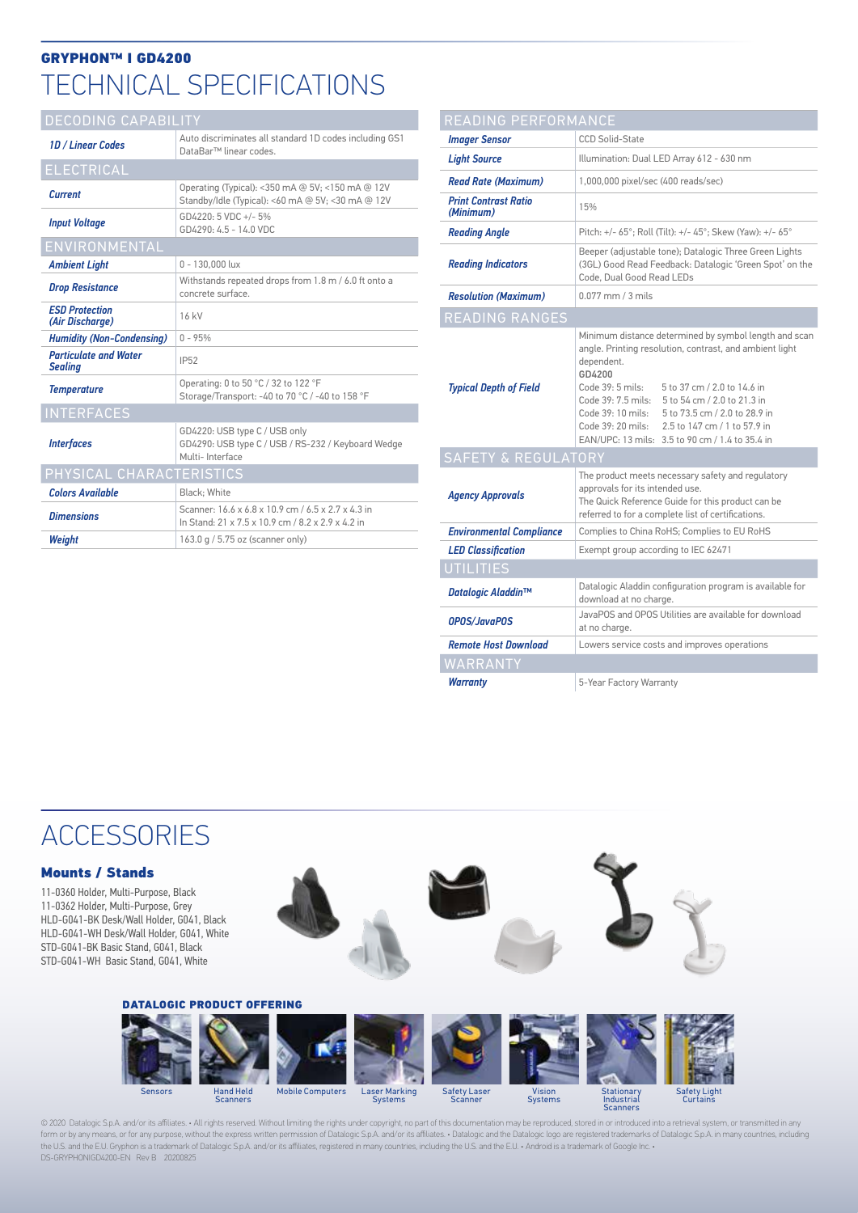## GRYPHON™ I GD4200

# TECHNICAL SPECIFICATIONS

| | |
|---|---|
| **DECODING CAPABILITY** | |
| *1D / Linear Codes* | Auto discriminates all standard 1D codes including GS1 DataBar™ linear codes. |
| **ELECTRICAL** | |
| *Current* | Operating (Typical): <350 mA @ 5V; <150 mA @ 12V<br>Standby/Idle (Typical): <60 mA @ 5V; <30 mA @ 12V |
| *Input Voltage* | GD4220: 5 VDC +/- 5%<br>GD4290: 4.5 - 14.0 VDC |
| **ENVIRONMENTAL** | |
| *Ambient Light* | 0 - 130,000 lux |
| *Drop Resistance* | Withstands repeated drops from 1.8 m / 6.0 ft onto a concrete surface. |
| *ESD Protection (Air Discharge)* | 16 kV |
| *Humidity (Non-Condensing)* | 0 - 95% |
| *Particulate and Water Sealing* | IP52 |
| *Temperature* | Operating: 0 to 50 °C / 32 to 122 °F<br>Storage/Transport: -40 to 70 °C / -40 to 158 °F |
| **INTERFACES** | |
| *Interfaces* | GD4220: USB type C / USB only<br>GD4290: USB type C / USB / RS-232 / Keyboard Wedge Multi- Interface |
| **PHYSICAL CHARACTERISTICS** | |
| *Colors Available* | Black; White |
| *Dimensions* | Scanner: 16.6 x 6.8 x 10.9 cm / 6.5 x 2.7 x 4.3 in<br>In Stand: 21 x 7.5 x 10.9 cm / 8.2 x 2.9 x 4.2 in |
| *Weight* | 163.0 g / 5.75 oz (scanner only) |

| | |
|---|---|
| **READING PERFORMANCE** | |
| *Imager Sensor* | CCD Solid-State |
| *Light Source* | Illumination: Dual LED Array 612 - 630 nm |
| *Read Rate (Maximum)* | 1,000,000 pixel/sec (400 reads/sec) |
| *Print Contrast Ratio (Minimum)* | 15% |
| *Reading Angle* | Pitch: +/- 65°; Roll (Tilt): +/- 45°; Skew (Yaw): +/- 65° |
| *Reading Indicators* | Beeper (adjustable tone); Datalogic Three Green Lights (3GL) Good Read Feedback: Datalogic 'Green Spot' on the Code, Dual Good Read LEDs |
| *Resolution (Maximum)* | 0.077 mm / 3 mils |
| **READING RANGES** | |
| *Typical Depth of Field* | Minimum distance determined by symbol length and scan angle. Printing resolution, contrast, and ambient light dependent.<br>GD4200<br>Code 39: 5 mils: 5 to 37 cm / 2.0 to 14.6 in<br>Code 39: 7.5 mils: 5 to 54 cm / 2.0 to 21.3 in<br>Code 39: 10 mils: 5 to 73.5 cm / 2.0 to 28.9 in<br>Code 39: 20 mils: 2.5 to 147 cm / 1 to 57.9 in<br>EAN/UPC: 13 mils: 3.5 to 90 cm / 1.4 to 35.4 in |
| **SAFETY & REGULATORY** | |
| *Agency Approvals* | The product meets necessary safety and regulatory approvals for its intended use.<br>The Quick Reference Guide for this product can be referred to for a complete list of certifications. |
| *Environmental Compliance* | Complies to China RoHS; Complies to EU RoHS |
| *LED Classification* | Exempt group according to IEC 62471 |
| **UTILITIES** | |
| *Datalogic Aladdin™* | Datalogic Aladdin configuration program is available for download at no charge. |
| *OPOS/JavaPOS* | JavaPOS and OPOS Utilities are available for download at no charge. |
| *Remote Host Download* | Lowers service costs and improves operations |
| **WARRANTY** | |
| *Warranty* | 5-Year Factory Warranty |

# ACCESSORIES

### Mounts / Stands

11-0360 Holder, Multi-Purpose, Black
11-0362 Holder, Multi-Purpose, Grey
HLD-G041-BK Desk/Wall Holder, G041, Black
HLD-G041-WH Desk/Wall Holder, G041, White
STD-G041-BK Basic Stand, G041, Black
STD-G041-WH Basic Stand, G041, White

### DATALOGIC PRODUCT OFFERING

Sensors
Hand Held Scanners
Mobile Computers
Laser Marking Systems
Safety Laser Scanner
Vision Systems
Stationary Industrial Scanners
Safety Light Curtains

© 2020 Datalogic S.p.A. and/or its affiliates. • All rights reserved. Without limiting the rights under copyright, no part of this documentation may be reproduced, stored in or introduced into a retrieval system, or transmitted in any form or by any means, or for any purpose, without the express written permission of Datalogic S.p.A. and/or its affiliates. • Datalogic and the Datalogic logo are registered trademarks of Datalogic S.p.A. in many countries, including the U.S. and the E.U. Gryphon is a trademark of Datalogic S.p.A. and/or its affiliates, registered in many countries, including the U.S. and the E.U. • Android is a trademark of Google Inc. •
DS-GRYPHONIGD4200-EN Rev B 20200825